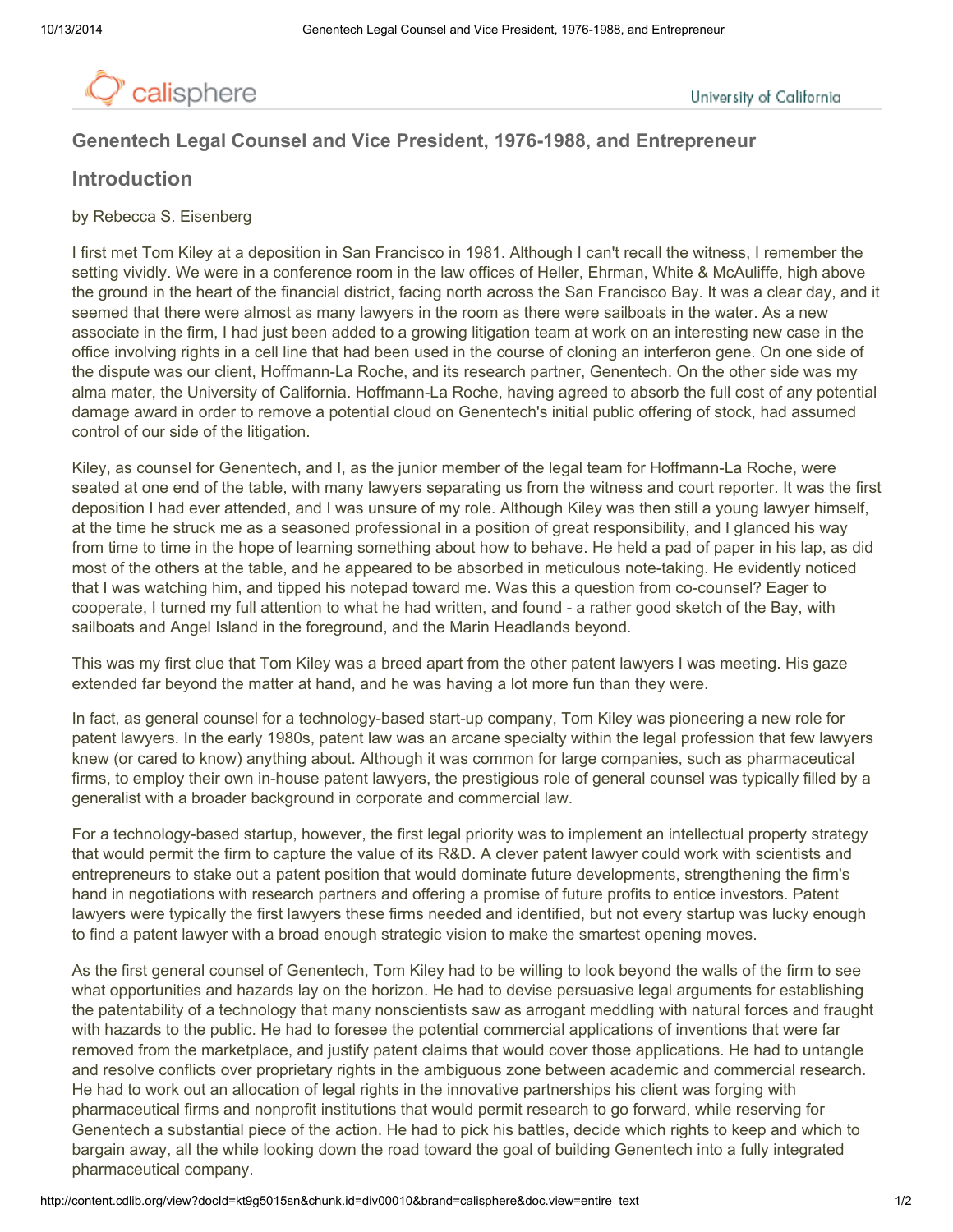# Genentech Legal Counsel and Vice President, 1976-1988, and Entrepreneur

## Introduction

by Rebecca S. Eisenberg

I first met Tom Kiley at a deposition in San Francisco in 1981. Although I can't recall the witness, I remember the setting vividly. We were in a conference room in the law offices of Heller, Ehrman, White & McAuliffe, high above the ground in the heart of the financial district, facing north across the San Francisco Bay. It was a clear day, and it seemed that there were almost as many lawyers in the room as there were sailboats in the water. As a new associate in the firm, I had just been added to a growing litigation team at work on an interesting new case in the office involving rights in a cell line that had been used in the course of cloning an interferon gene. On one side of the dispute was our client, Hoffmann-La Roche, and its research partner, Genentech. On the other side was my alma mater, the University of California. Hoffmann-La Roche, having agreed to absorb the full cost of any potential damage award in order to remove a potential cloud on Genentech's initial public offering of stock, had assumed control of our side of the litigation.

Kiley, as counsel for Genentech, and I, as the junior member of the legal team for Hoffmann-La Roche, were seated at one end of the table, with many lawyers separating us from the witness and court reporter. It was the first deposition I had ever attended, and I was unsure of my role. Although Kiley was then still a young lawyer himself, at the time he struck me as a seasoned professional in a position of great responsibility, and I glanced his way from time to time in the hope of learning something about how to behave. He held a pad of paper in his lap, as did most of the others at the table, and he appeared to be absorbed in meticulous note-taking. He evidently noticed that I was watching him, and tipped his notepad toward me. Was this a question from co-counsel? Eager to cooperate, I turned my full attention to what he had written, and found - a rather good sketch of the Bay, with sailboats and Angel Island in the foreground, and the Marin Headlands beyond.

This was my first clue that Tom Kiley was a breed apart from the other patent lawyers I was meeting. His gaze extended far beyond the matter at hand, and he was having a lot more fun than they were.

In fact, as general counsel for a technology-based start-up company, Tom Kiley was pioneering a new role for patent lawyers. In the early 1980s, patent law was an arcane specialty within the legal profession that few lawyers knew (or cared to know) anything about. Although it was common for large companies, such as pharmaceutical firms, to employ their own in-house patent lawyers, the prestigious role of general counsel was typically filled by a generalist with a broader background in corporate and commercial law.

For a technology-based startup, however, the first legal priority was to implement an intellectual property strategy that would permit the firm to capture the value of its R&D. A clever patent lawyer could work with scientists and entrepreneurs to stake out a patent position that would dominate future developments, strengthening the firm's hand in negotiations with research partners and offering a promise of future profits to entice investors. Patent lawyers were typically the first lawyers these firms needed and identified, but not every startup was lucky enough to find a patent lawyer with a broad enough strategic vision to make the smartest opening moves.

As the first general counsel of Genentech, Tom Kiley had to be willing to look beyond the walls of the firm to see what opportunities and hazards lay on the horizon. He had to devise persuasive legal arguments for establishing the patentability of a technology that many nonscientists saw as arrogant meddling with natural forces and fraught with hazards to the public. He had to foresee the potential commercial applications of inventions that were far removed from the marketplace, and justify patent claims that would cover those applications. He had to untangle and resolve conflicts over proprietary rights in the ambiguous zone between academic and commercial research. He had to work out an allocation of legal rights in the innovative partnerships his client was forging with pharmaceutical firms and nonprofit institutions that would permit research to go forward, while reserving for Genentech a substantial piece of the action. He had to pick his battles, decide which rights to keep and which to bargain away, all the while looking down the road toward the goal of building Genentech into a fully integrated pharmaceutical company.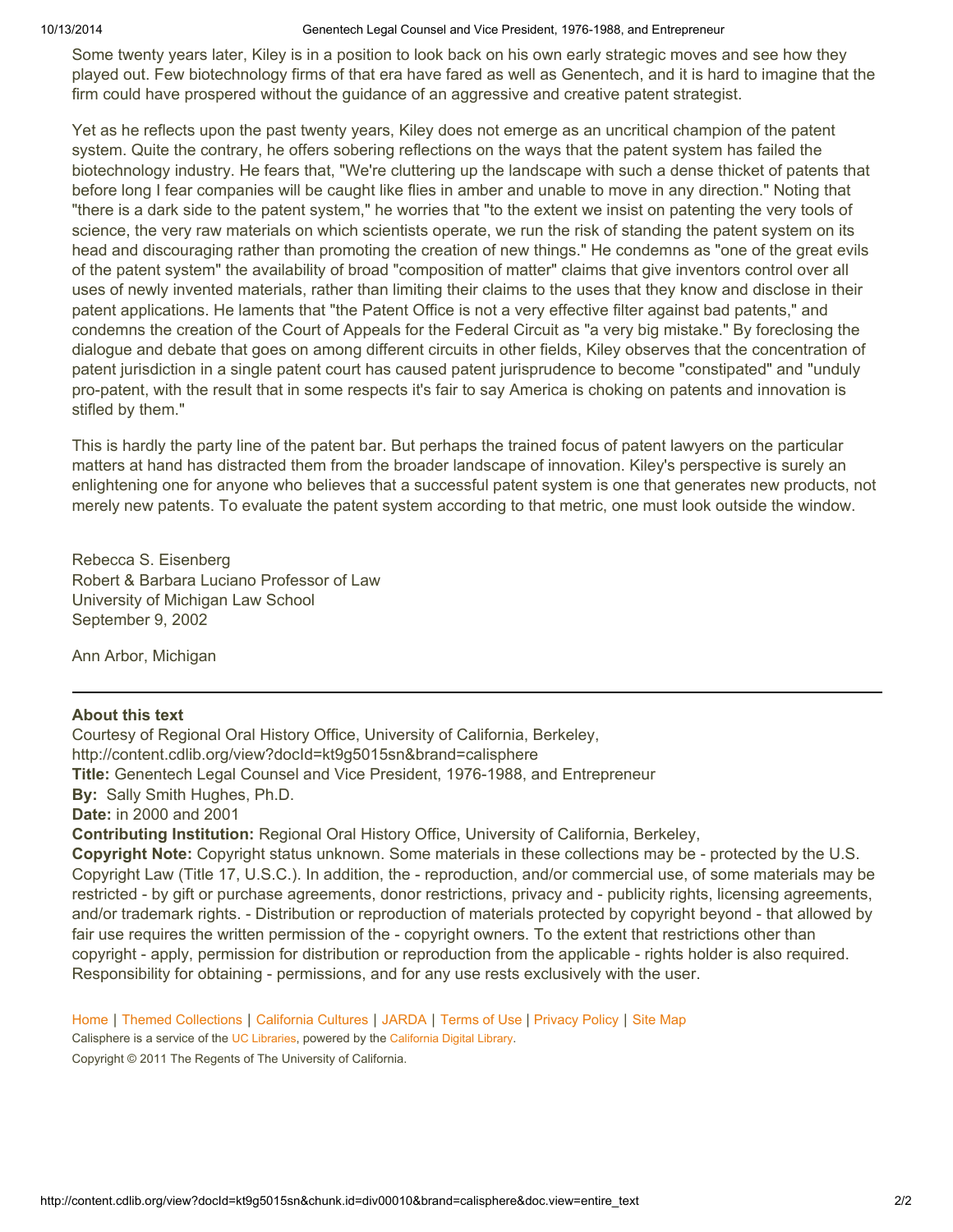Some twenty years later, Kiley is in a position to look back on his own early strategic moves and see how they played out. Few biotechnology firms of that era have fared as well as Genentech, and it is hard to imagine that the firm could have prospered without the guidance of an aggressive and creative patent strategist.

Yet as he reflects upon the past twenty years, Kiley does not emerge as an uncritical champion of the patent system. Quite the contrary, he offers sobering reflections on the ways that the patent system has failed the biotechnology industry. He fears that, "We're cluttering up the landscape with such a dense thicket of patents that before long I fear companies will be caught like flies in amber and unable to move in any direction." Noting that "there is a dark side to the patent system," he worries that "to the extent we insist on patenting the very tools of science, the very raw materials on which scientists operate, we run the risk of standing the patent system on its head and discouraging rather than promoting the creation of new things." He condemns as "one of the great evils of the patent system" the availability of broad "composition of matter" claims that give inventors control over all uses of newly invented materials, rather than limiting their claims to the uses that they know and disclose in their patent applications. He laments that "the Patent Office is not a very effective filter against bad patents," and condemns the creation of the Court of Appeals for the Federal Circuit as "a very big mistake." By foreclosing the dialogue and debate that goes on among different circuits in other fields, Kiley observes that the concentration of patent jurisdiction in a single patent court has caused patent jurisprudence to become "constipated" and "unduly pro-patent, with the result that in some respects it's fair to say America is choking on patents and innovation is stifled by them."

This is hardly the party line of the patent bar. But perhaps the trained focus of patent lawyers on the particular matters at hand has distracted them from the broader landscape of innovation. Kiley's perspective is surely an enlightening one for anyone who believes that a successful patent system is one that generates new products, not merely new patents. To evaluate the patent system according to that metric, one must look outside the window.

Rebecca S. Eisenberg
Robert & Barbara Luciano Professor of Law
University of Michigan Law School
September 9, 2002

Ann Arbor, Michigan

---

**About this text**
Courtesy of Regional Oral History Office, University of California, Berkeley, http://content.cdlib.org/view?docId=kt9g5015sn&brand=calisphere
**Title:** Genentech Legal Counsel and Vice President, 1976-1988, and Entrepreneur
**By:** Sally Smith Hughes, Ph.D.
**Date:** in 2000 and 2001
**Contributing Institution:** Regional Oral History Office, University of California, Berkeley,
**Copyright Note:** Copyright status unknown. Some materials in these collections may be - protected by the U.S. Copyright Law (Title 17, U.S.C.). In addition, the - reproduction, and/or commercial use, of some materials may be restricted - by gift or purchase agreements, donor restrictions, privacy and - publicity rights, licensing agreements, and/or trademark rights. - Distribution or reproduction of materials protected by copyright beyond - that allowed by fair use requires the written permission of the - copyright owners. To the extent that restrictions other than copyright - apply, permission for distribution or reproduction from the applicable - rights holder is also required. Responsibility for obtaining - permissions, and for any use rests exclusively with the user.

Home | Themed Collections | California Cultures | JARDA | Terms of Use | Privacy Policy | Site Map
Calisphere is a service of the UC Libraries, powered by the California Digital Library.
Copyright © 2011 The Regents of The University of California.